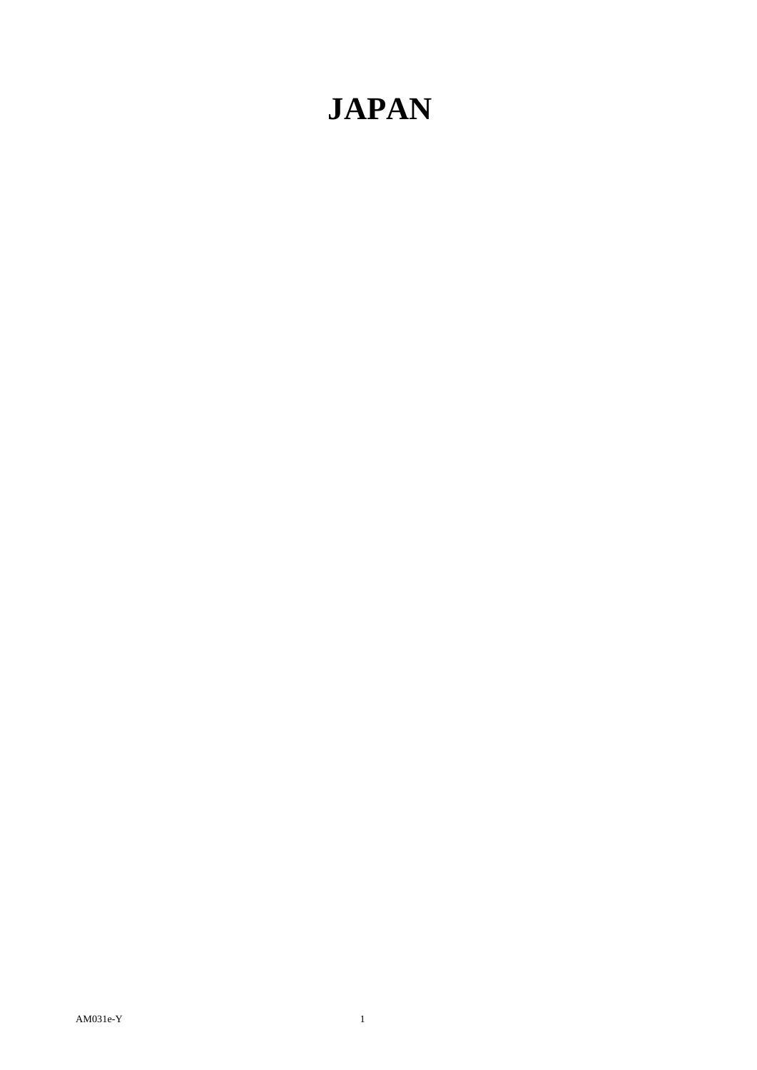# JAPAN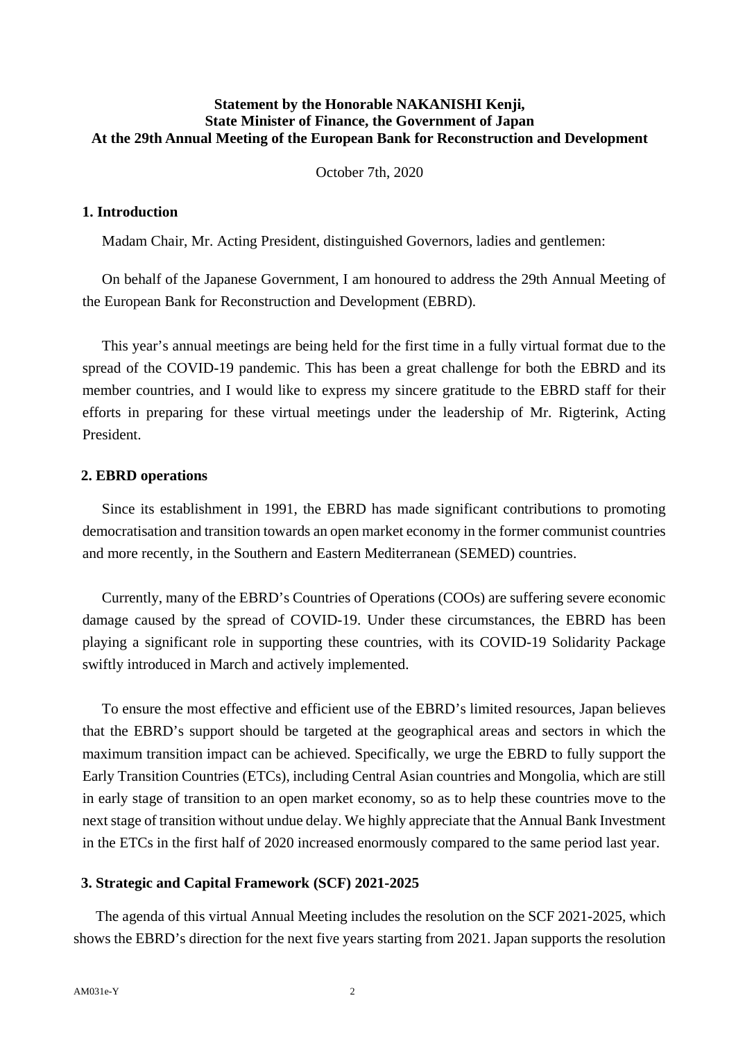**Statement by the Honorable NAKANISHI Kenji,**
**State Minister of Finance, the Government of Japan**
**At the 29th Annual Meeting of the European Bank for Reconstruction and Development**

October 7th, 2020

## 1. Introduction

Madam Chair, Mr. Acting President, distinguished Governors, ladies and gentlemen:

On behalf of the Japanese Government, I am honoured to address the 29th Annual Meeting of the European Bank for Reconstruction and Development (EBRD).

This year's annual meetings are being held for the first time in a fully virtual format due to the spread of the COVID-19 pandemic. This has been a great challenge for both the EBRD and its member countries, and I would like to express my sincere gratitude to the EBRD staff for their efforts in preparing for these virtual meetings under the leadership of Mr. Rigterink, Acting President.

## 2. EBRD operations

Since its establishment in 1991, the EBRD has made significant contributions to promoting democratisation and transition towards an open market economy in the former communist countries and more recently, in the Southern and Eastern Mediterranean (SEMED) countries.

Currently, many of the EBRD's Countries of Operations (COOs) are suffering severe economic damage caused by the spread of COVID-19. Under these circumstances, the EBRD has been playing a significant role in supporting these countries, with its COVID-19 Solidarity Package swiftly introduced in March and actively implemented.

To ensure the most effective and efficient use of the EBRD's limited resources, Japan believes that the EBRD's support should be targeted at the geographical areas and sectors in which the maximum transition impact can be achieved. Specifically, we urge the EBRD to fully support the Early Transition Countries (ETCs), including Central Asian countries and Mongolia, which are still in early stage of transition to an open market economy, so as to help these countries move to the next stage of transition without undue delay. We highly appreciate that the Annual Bank Investment in the ETCs in the first half of 2020 increased enormously compared to the same period last year.

## 3. Strategic and Capital Framework (SCF) 2021-2025

The agenda of this virtual Annual Meeting includes the resolution on the SCF 2021-2025, which shows the EBRD's direction for the next five years starting from 2021. Japan supports the resolution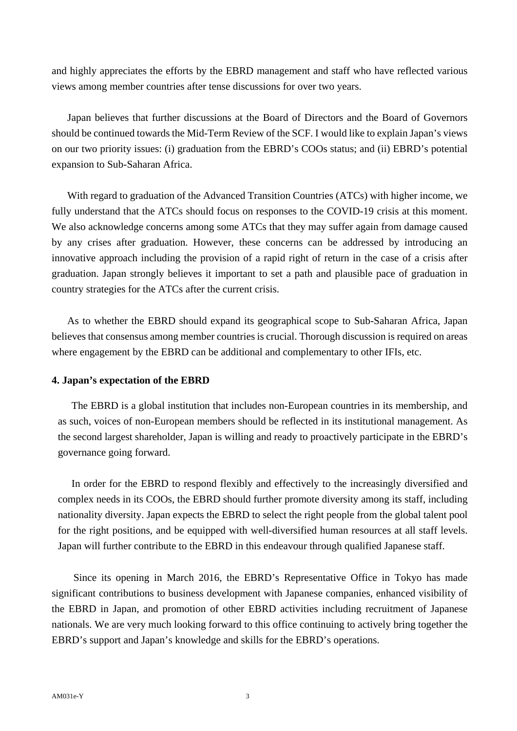and highly appreciates the efforts by the EBRD management and staff who have reflected various views among member countries after tense discussions for over two years.

Japan believes that further discussions at the Board of Directors and the Board of Governors should be continued towards the Mid-Term Review of the SCF. I would like to explain Japan's views on our two priority issues: (i) graduation from the EBRD's COOs status; and (ii) EBRD's potential expansion to Sub-Saharan Africa.

With regard to graduation of the Advanced Transition Countries (ATCs) with higher income, we fully understand that the ATCs should focus on responses to the COVID-19 crisis at this moment. We also acknowledge concerns among some ATCs that they may suffer again from damage caused by any crises after graduation. However, these concerns can be addressed by introducing an innovative approach including the provision of a rapid right of return in the case of a crisis after graduation. Japan strongly believes it important to set a path and plausible pace of graduation in country strategies for the ATCs after the current crisis.

As to whether the EBRD should expand its geographical scope to Sub-Saharan Africa, Japan believes that consensus among member countries is crucial. Thorough discussion is required on areas where engagement by the EBRD can be additional and complementary to other IFIs, etc.

**4. Japan's expectation of the EBRD**

The EBRD is a global institution that includes non-European countries in its membership, and as such, voices of non-European members should be reflected in its institutional management. As the second largest shareholder, Japan is willing and ready to proactively participate in the EBRD's governance going forward.

In order for the EBRD to respond flexibly and effectively to the increasingly diversified and complex needs in its COOs, the EBRD should further promote diversity among its staff, including nationality diversity. Japan expects the EBRD to select the right people from the global talent pool for the right positions, and be equipped with well-diversified human resources at all staff levels. Japan will further contribute to the EBRD in this endeavour through qualified Japanese staff.

Since its opening in March 2016, the EBRD's Representative Office in Tokyo has made significant contributions to business development with Japanese companies, enhanced visibility of the EBRD in Japan, and promotion of other EBRD activities including recruitment of Japanese nationals. We are very much looking forward to this office continuing to actively bring together the EBRD's support and Japan's knowledge and skills for the EBRD's operations.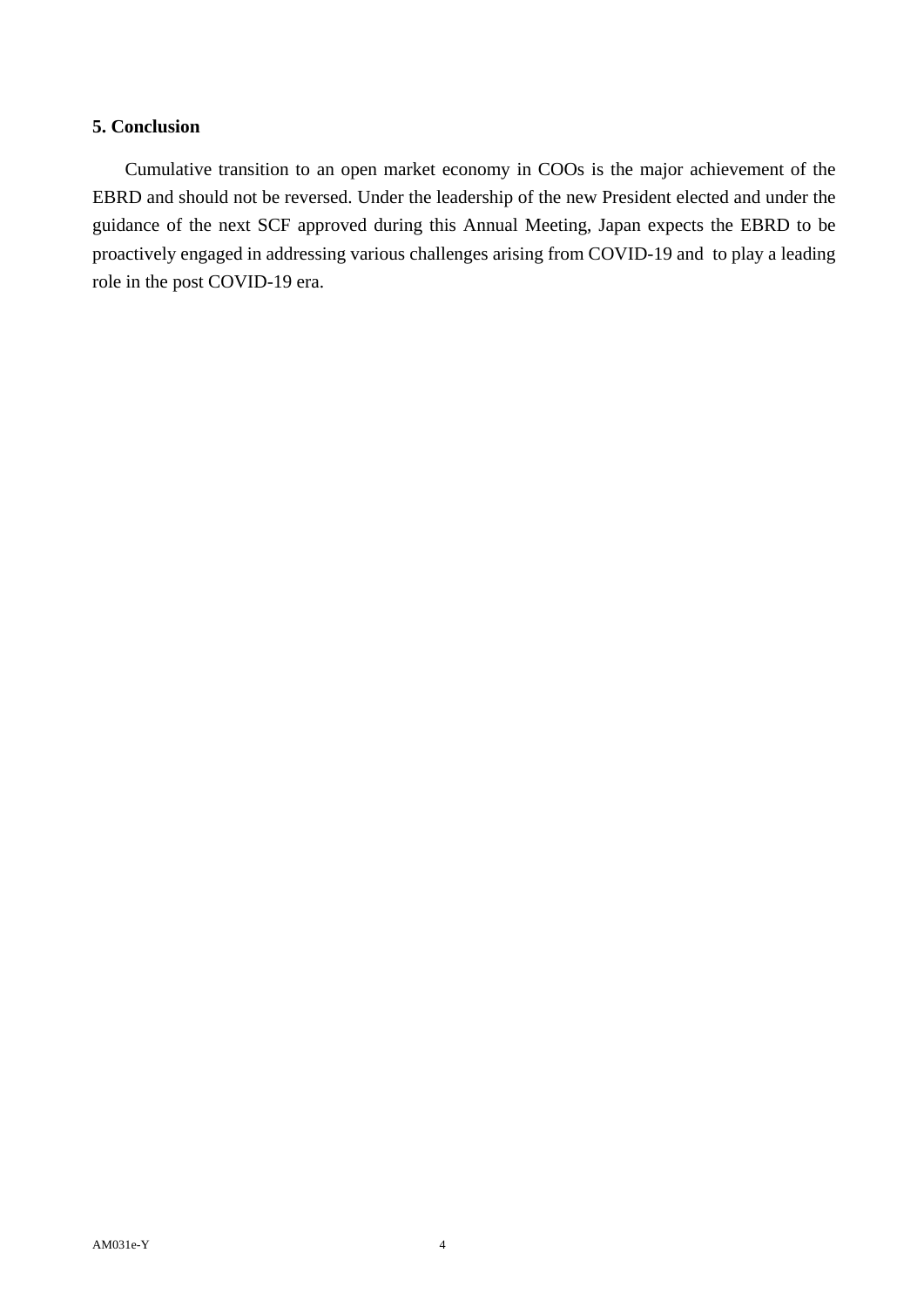**5. Conclusion**

Cumulative transition to an open market economy in COOs is the major achievement of the EBRD and should not be reversed. Under the leadership of the new President elected and under the guidance of the next SCF approved during this Annual Meeting, Japan expects the EBRD to be proactively engaged in addressing various challenges arising from COVID-19 and to play a leading role in the post COVID-19 era.